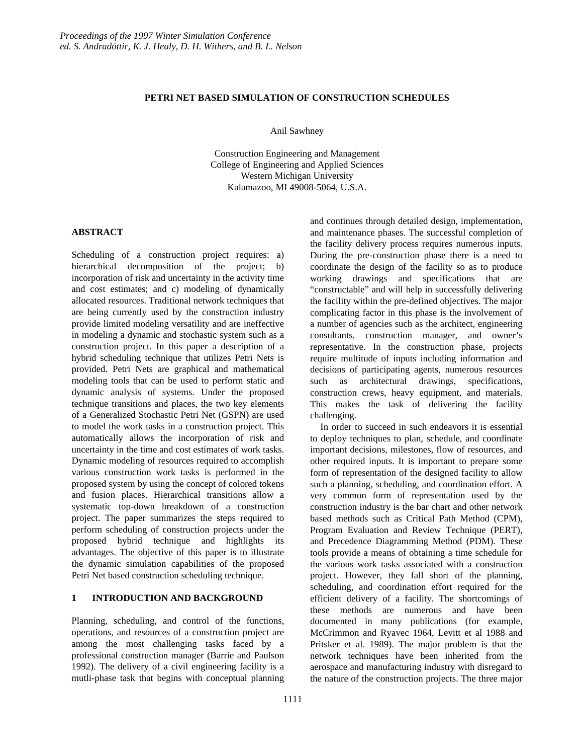*Proceedings of the 1997 Winter Simulation Conference*
*ed. S. Andradóttir, K. J. Healy, D. H. Withers, and B. L. Nelson*

# PETRI NET BASED SIMULATION OF CONSTRUCTION SCHEDULES

Anil Sawhney

Construction Engineering and Management
College of Engineering and Applied Sciences
Western Michigan University
Kalamazoo, MI 49008-5064, U.S.A.

## ABSTRACT

Scheduling of a construction project requires: a) hierarchical decomposition of the project; b) incorporation of risk and uncertainty in the activity time and cost estimates; and c) modeling of dynamically allocated resources. Traditional network techniques that are being currently used by the construction industry provide limited modeling versatility and are ineffective in modeling a dynamic and stochastic system such as a construction project. In this paper a description of a hybrid scheduling technique that utilizes Petri Nets is provided. Petri Nets are graphical and mathematical modeling tools that can be used to perform static and dynamic analysis of systems. Under the proposed technique transitions and places, the two key elements of a Generalized Stochastic Petri Net (GSPN) are used to model the work tasks in a construction project. This automatically allows the incorporation of risk and uncertainty in the time and cost estimates of work tasks. Dynamic modeling of resources required to accomplish various construction work tasks is performed in the proposed system by using the concept of colored tokens and fusion places. Hierarchical transitions allow a systematic top-down breakdown of a construction project. The paper summarizes the steps required to perform scheduling of construction projects under the proposed hybrid technique and highlights its advantages. The objective of this paper is to illustrate the dynamic simulation capabilities of the proposed Petri Net based construction scheduling technique.

## 1 INTRODUCTION AND BACKGROUND

Planning, scheduling, and control of the functions, operations, and resources of a construction project are among the most challenging tasks faced by a professional construction manager (Barrie and Paulson 1992). The delivery of a civil engineering facility is a mutli-phase task that begins with conceptual planning and continues through detailed design, implementation, and maintenance phases. The successful completion of the facility delivery process requires numerous inputs. During the pre-construction phase there is a need to coordinate the design of the facility so as to produce working drawings and specifications that are "constructable" and will help in successfully delivering the facility within the pre-defined objectives. The major complicating factor in this phase is the involvement of a number of agencies such as the architect, engineering consultants, construction manager, and owner's representative. In the construction phase, projects require multitude of inputs including information and decisions of participating agents, numerous resources such as architectural drawings, specifications, construction crews, heavy equipment, and materials. This makes the task of delivering the facility challenging.

In order to succeed in such endeavors it is essential to deploy techniques to plan, schedule, and coordinate important decisions, milestones, flow of resources, and other required inputs. It is important to prepare some form of representation of the designed facility to allow such a planning, scheduling, and coordination effort. A very common form of representation used by the construction industry is the bar chart and other network based methods such as Critical Path Method (CPM), Program Evaluation and Review Technique (PERT), and Precedence Diagramming Method (PDM). These tools provide a means of obtaining a time schedule for the various work tasks associated with a construction project. However, they fall short of the planning, scheduling, and coordination effort required for the efficient delivery of a facility. The shortcomings of these methods are numerous and have been documented in many publications (for example, McCrimmon and Ryavec 1964, Levitt et al 1988 and Pritsker et al. 1989). The major problem is that the network techniques have been inherited from the aerospace and manufacturing industry with disregard to the nature of the construction projects. The three major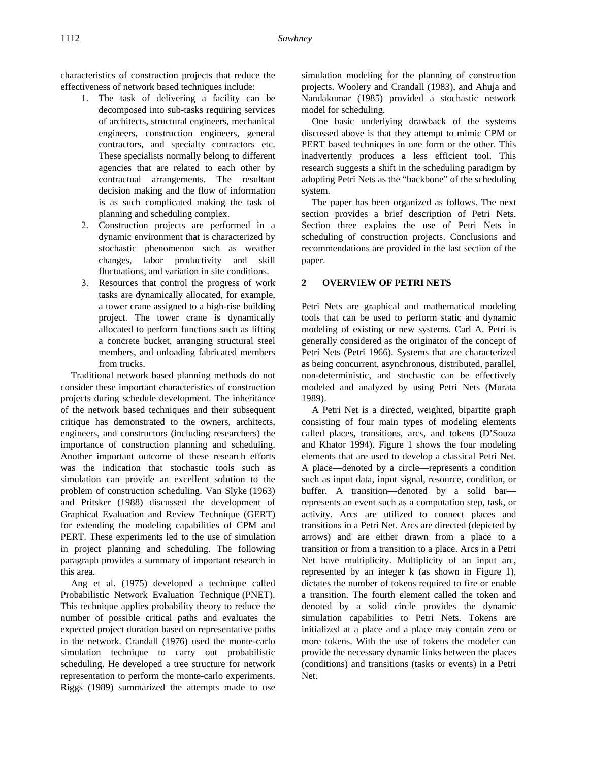characteristics of construction projects that reduce the effectiveness of network based techniques include:

1. The task of delivering a facility can be decomposed into sub-tasks requiring services of architects, structural engineers, mechanical engineers, construction engineers, general contractors, and specialty contractors etc. These specialists normally belong to different agencies that are related to each other by contractual arrangements. The resultant decision making and the flow of information is as such complicated making the task of planning and scheduling complex.
2. Construction projects are performed in a dynamic environment that is characterized by stochastic phenomenon such as weather changes, labor productivity and skill fluctuations, and variation in site conditions.
3. Resources that control the progress of work tasks are dynamically allocated, for example, a tower crane assigned to a high-rise building project. The tower crane is dynamically allocated to perform functions such as lifting a concrete bucket, arranging structural steel members, and unloading fabricated members from trucks.

Traditional network based planning methods do not consider these important characteristics of construction projects during schedule development. The inheritance of the network based techniques and their subsequent critique has demonstrated to the owners, architects, engineers, and constructors (including researchers) the importance of construction planning and scheduling. Another important outcome of these research efforts was the indication that stochastic tools such as simulation can provide an excellent solution to the problem of construction scheduling. Van Slyke (1963) and Pritsker (1988) discussed the development of Graphical Evaluation and Review Technique (GERT) for extending the modeling capabilities of CPM and PERT. These experiments led to the use of simulation in project planning and scheduling. The following paragraph provides a summary of important research in this area.

Ang et al. (1975) developed a technique called Probabilistic Network Evaluation Technique (PNET). This technique applies probability theory to reduce the number of possible critical paths and evaluates the expected project duration based on representative paths in the network. Crandall (1976) used the monte-carlo simulation technique to carry out probabilistic scheduling. He developed a tree structure for network representation to perform the monte-carlo experiments. Riggs (1989) summarized the attempts made to use simulation modeling for the planning of construction projects. Woolery and Crandall (1983), and Ahuja and Nandakumar (1985) provided a stochastic network model for scheduling.

One basic underlying drawback of the systems discussed above is that they attempt to mimic CPM or PERT based techniques in one form or the other. This inadvertently produces a less efficient tool. This research suggests a shift in the scheduling paradigm by adopting Petri Nets as the "backbone" of the scheduling system.

The paper has been organized as follows. The next section provides a brief description of Petri Nets. Section three explains the use of Petri Nets in scheduling of construction projects. Conclusions and recommendations are provided in the last section of the paper.

## 2 OVERVIEW OF PETRI NETS

Petri Nets are graphical and mathematical modeling tools that can be used to perform static and dynamic modeling of existing or new systems. Carl A. Petri is generally considered as the originator of the concept of Petri Nets (Petri 1966). Systems that are characterized as being concurrent, asynchronous, distributed, parallel, non-deterministic, and stochastic can be effectively modeled and analyzed by using Petri Nets (Murata 1989).

A Petri Net is a directed, weighted, bipartite graph consisting of four main types of modeling elements called places, transitions, arcs, and tokens (D'Souza and Khator 1994). Figure 1 shows the four modeling elements that are used to develop a classical Petri Net. A place—denoted by a circle—represents a condition such as input data, input signal, resource, condition, or buffer. A transition—denoted by a solid bar—represents an event such as a computation step, task, or activity. Arcs are utilized to connect places and transitions in a Petri Net. Arcs are directed (depicted by arrows) and are either drawn from a place to a transition or from a transition to a place. Arcs in a Petri Net have multiplicity. Multiplicity of an input arc, represented by an integer k (as shown in Figure 1), dictates the number of tokens required to fire or enable a transition. The fourth element called the token and denoted by a solid circle provides the dynamic simulation capabilities to Petri Nets. Tokens are initialized at a place and a place may contain zero or more tokens. With the use of tokens the modeler can provide the necessary dynamic links between the places (conditions) and transitions (tasks or events) in a Petri Net.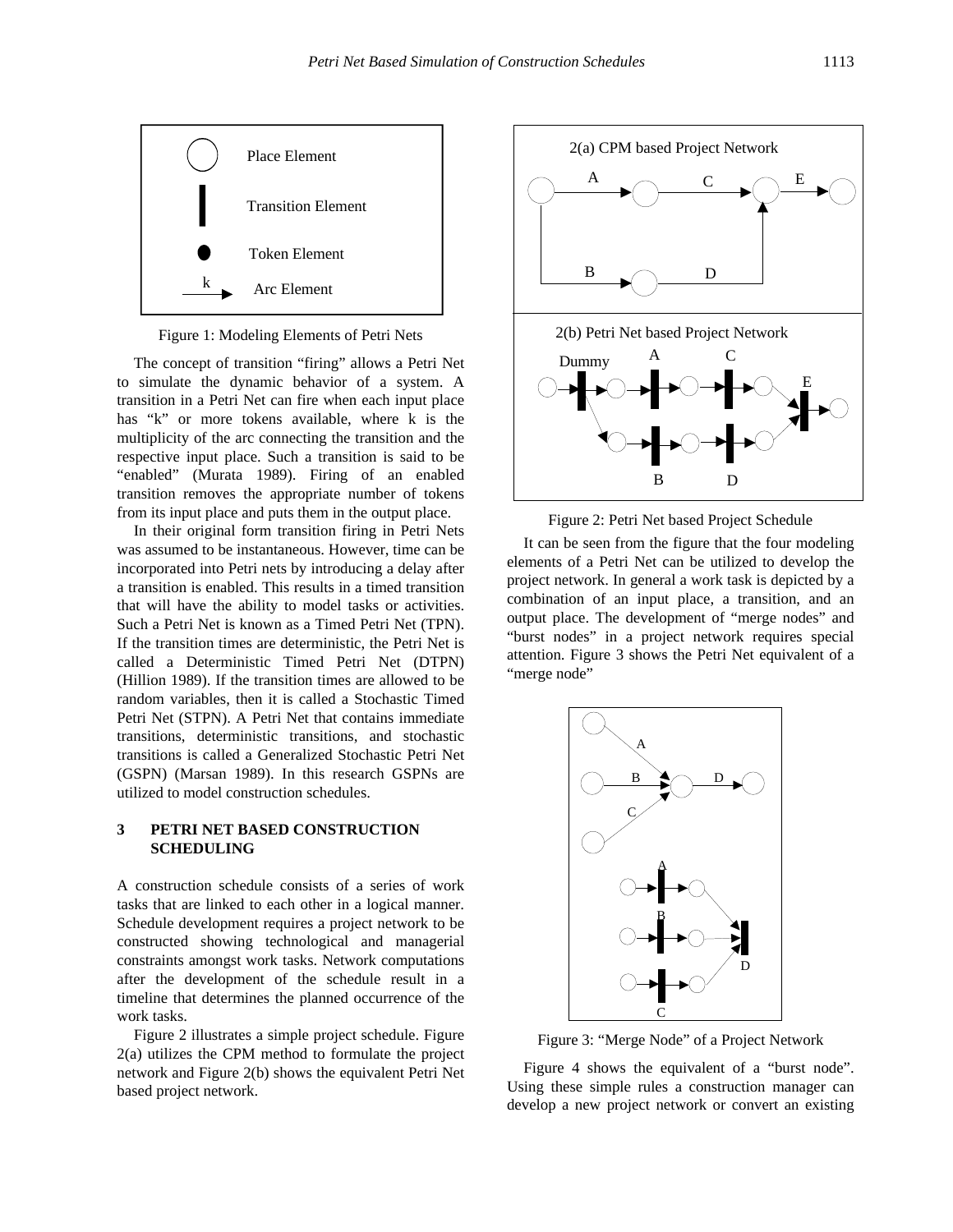Figure 1: Modeling Elements of Petri Nets

The concept of transition "firing" allows a Petri Net to simulate the dynamic behavior of a system. A transition in a Petri Net can fire when each input place has "k" or more tokens available, where k is the multiplicity of the arc connecting the transition and the respective input place. Such a transition is said to be "enabled" (Murata 1989). Firing of an enabled transition removes the appropriate number of tokens from its input place and puts them in the output place.

In their original form transition firing in Petri Nets was assumed to be instantaneous. However, time can be incorporated into Petri nets by introducing a delay after a transition is enabled. This results in a timed transition that will have the ability to model tasks or activities. Such a Petri Net is known as a Timed Petri Net (TPN). If the transition times are deterministic, the Petri Net is called a Deterministic Timed Petri Net (DTPN) (Hillion 1989). If the transition times are allowed to be random variables, then it is called a Stochastic Timed Petri Net (STPN). A Petri Net that contains immediate transitions, deterministic transitions, and stochastic transitions is called a Generalized Stochastic Petri Net (GSPN) (Marsan 1989). In this research GSPNs are utilized to model construction schedules.

## 3 PETRI NET BASED CONSTRUCTION SCHEDULING

A construction schedule consists of a series of work tasks that are linked to each other in a logical manner. Schedule development requires a project network to be constructed showing technological and managerial constraints amongst work tasks. Network computations after the development of the schedule result in a timeline that determines the planned occurrence of the work tasks.

Figure 2 illustrates a simple project schedule. Figure 2(a) utilizes the CPM method to formulate the project network and Figure 2(b) shows the equivalent Petri Net based project network.

Figure 2: Petri Net based Project Schedule

It can be seen from the figure that the four modeling elements of a Petri Net can be utilized to develop the project network. In general a work task is depicted by a combination of an input place, a transition, and an output place. The development of "merge nodes" and "burst nodes" in a project network requires special attention. Figure 3 shows the Petri Net equivalent of a "merge node"

Figure 3: "Merge Node" of a Project Network

Figure 4 shows the equivalent of a "burst node". Using these simple rules a construction manager can develop a new project network or convert an existing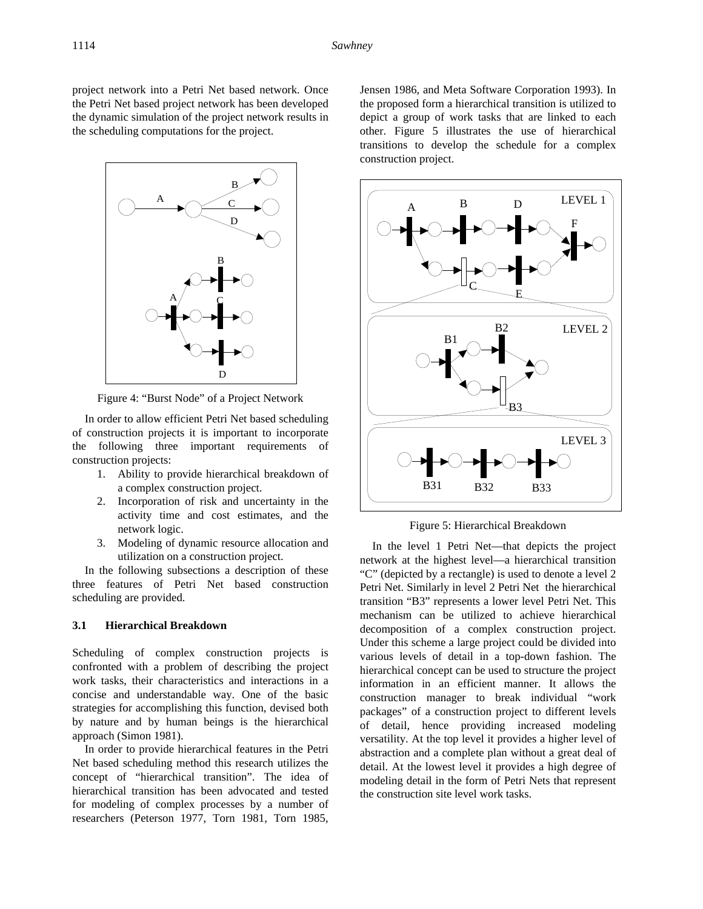project network into a Petri Net based network. Once the Petri Net based project network has been developed the dynamic simulation of the project network results in the scheduling computations for the project.

Figure 4: “Burst Node” of a Project Network

In order to allow efficient Petri Net based scheduling of construction projects it is important to incorporate the following three important requirements of construction projects:

1. Ability to provide hierarchical breakdown of a complex construction project.
2. Incorporation of risk and uncertainty in the activity time and cost estimates, and the network logic.
3. Modeling of dynamic resource allocation and utilization on a construction project.

In the following subsections a description of these three features of Petri Net based construction scheduling are provided.

### 3.1 Hierarchical Breakdown

Scheduling of complex construction projects is confronted with a problem of describing the project work tasks, their characteristics and interactions in a concise and understandable way. One of the basic strategies for accomplishing this function, devised both by nature and by human beings is the hierarchical approach (Simon 1981).

In order to provide hierarchical features in the Petri Net based scheduling method this research utilizes the concept of “hierarchical transition”. The idea of hierarchical transition has been advocated and tested for modeling of complex processes by a number of researchers (Peterson 1977, Torn 1981, Torn 1985, Jensen 1986, and Meta Software Corporation 1993). In the proposed form a hierarchical transition is utilized to depict a group of work tasks that are linked to each other. Figure 5 illustrates the use of hierarchical transitions to develop the schedule for a complex construction project.

Figure 5: Hierarchical Breakdown

In the level 1 Petri Net—that depicts the project network at the highest level—a hierarchical transition “C” (depicted by a rectangle) is used to denote a level 2 Petri Net. Similarly in level 2 Petri Net the hierarchical transition “B3” represents a lower level Petri Net. This mechanism can be utilized to achieve hierarchical decomposition of a complex construction project. Under this scheme a large project could be divided into various levels of detail in a top-down fashion. The hierarchical concept can be used to structure the project information in an efficient manner. It allows the construction manager to break individual “work packages” of a construction project to different levels of detail, hence providing increased modeling versatility. At the top level it provides a higher level of abstraction and a complete plan without a great deal of detail. At the lowest level it provides a high degree of modeling detail in the form of Petri Nets that represent the construction site level work tasks.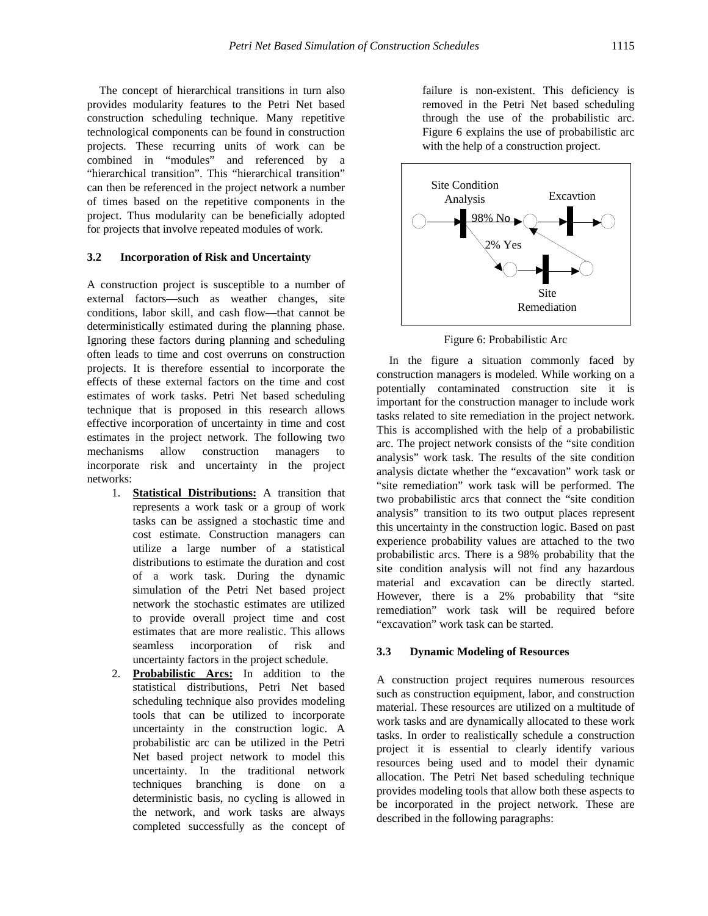The concept of hierarchical transitions in turn also provides modularity features to the Petri Net based construction scheduling technique. Many repetitive technological components can be found in construction projects. These recurring units of work can be combined in "modules" and referenced by a "hierarchical transition". This "hierarchical transition" can then be referenced in the project network a number of times based on the repetitive components in the project. Thus modularity can be beneficially adopted for projects that involve repeated modules of work.

### 3.2 Incorporation of Risk and Uncertainty

A construction project is susceptible to a number of external factors—such as weather changes, site conditions, labor skill, and cash flow—that cannot be deterministically estimated during the planning phase. Ignoring these factors during planning and scheduling often leads to time and cost overruns on construction projects. It is therefore essential to incorporate the effects of these external factors on the time and cost estimates of work tasks. Petri Net based scheduling technique that is proposed in this research allows effective incorporation of uncertainty in time and cost estimates in the project network. The following two mechanisms allow construction managers to incorporate risk and uncertainty in the project networks:

1. **Statistical Distributions:** A transition that represents a work task or a group of work tasks can be assigned a stochastic time and cost estimate. Construction managers can utilize a large number of a statistical distributions to estimate the duration and cost of a work task. During the dynamic simulation of the Petri Net based project network the stochastic estimates are utilized to provide overall project time and cost estimates that are more realistic. This allows seamless incorporation of risk and uncertainty factors in the project schedule.
2. **Probabilistic Arcs:** In addition to the statistical distributions, Petri Net based scheduling technique also provides modeling tools that can be utilized to incorporate uncertainty in the construction logic. A probabilistic arc can be utilized in the Petri Net based project network to model this uncertainty. In the traditional network techniques branching is done on a deterministic basis, no cycling is allowed in the network, and work tasks are always completed successfully as the concept of failure is non-existent. This deficiency is removed in the Petri Net based scheduling through the use of the probabilistic arc. Figure 6 explains the use of probabilistic arc with the help of a construction project.

Site Condition Analysis — 98% No → Excavtion; 2% Yes → Site Remediation

Figure 6: Probabilistic Arc

In the figure a situation commonly faced by construction managers is modeled. While working on a potentially contaminated construction site it is important for the construction manager to include work tasks related to site remediation in the project network. This is accomplished with the help of a probabilistic arc. The project network consists of the "site condition analysis" work task. The results of the site condition analysis dictate whether the "excavation" work task or "site remediation" work task will be performed. The two probabilistic arcs that connect the "site condition analysis" transition to its two output places represent this uncertainty in the construction logic. Based on past experience probability values are attached to the two probabilistic arcs. There is a 98% probability that the site condition analysis will not find any hazardous material and excavation can be directly started. However, there is a 2% probability that "site remediation" work task will be required before "excavation" work task can be started.

### 3.3 Dynamic Modeling of Resources

A construction project requires numerous resources such as construction equipment, labor, and construction material. These resources are utilized on a multitude of work tasks and are dynamically allocated to these work tasks. In order to realistically schedule a construction project it is essential to clearly identify various resources being used and to model their dynamic allocation. The Petri Net based scheduling technique provides modeling tools that allow both these aspects to be incorporated in the project network. These are described in the following paragraphs: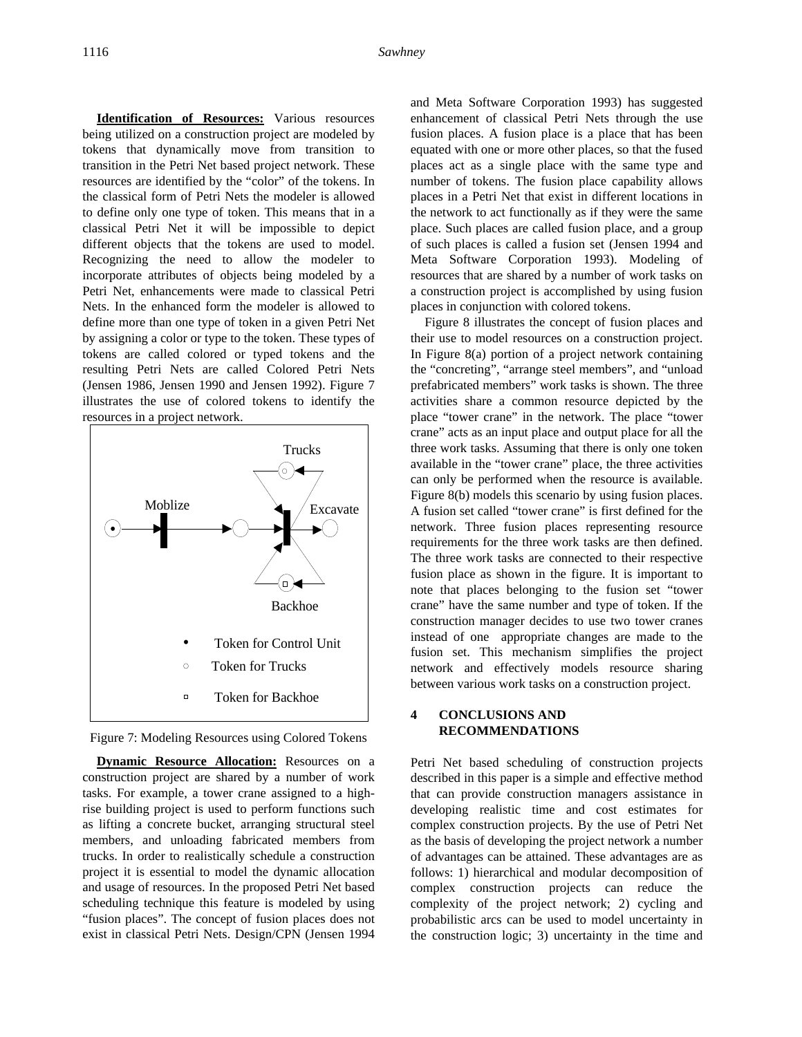**Identification of Resources:** Various resources being utilized on a construction project are modeled by tokens that dynamically move from transition to transition in the Petri Net based project network. These resources are identified by the "color" of the tokens. In the classical form of Petri Nets the modeler is allowed to define only one type of token. This means that in a classical Petri Net it will be impossible to depict different objects that the tokens are used to model. Recognizing the need to allow the modeler to incorporate attributes of objects being modeled by a Petri Net, enhancements were made to classical Petri Nets. In the enhanced form the modeler is allowed to define more than one type of token in a given Petri Net by assigning a color or type to the token. These types of tokens are called colored or typed tokens and the resulting Petri Nets are called Colored Petri Nets (Jensen 1986, Jensen 1990 and Jensen 1992). Figure 7 illustrates the use of colored tokens to identify the resources in a project network.

Trucks

Moblize

Excavate

Backhoe

• Token for Control Unit

○ Token for Trucks

▫ Token for Backhoe

Figure 7: Modeling Resources using Colored Tokens

**Dynamic Resource Allocation:** Resources on a construction project are shared by a number of work tasks. For example, a tower crane assigned to a high-rise building project is used to perform functions such as lifting a concrete bucket, arranging structural steel members, and unloading fabricated members from trucks. In order to realistically schedule a construction project it is essential to model the dynamic allocation and usage of resources. In the proposed Petri Net based scheduling technique this feature is modeled by using "fusion places". The concept of fusion places does not exist in classical Petri Nets. Design/CPN (Jensen 1994 and Meta Software Corporation 1993) has suggested enhancement of classical Petri Nets through the use fusion places. A fusion place is a place that has been equated with one or more other places, so that the fused places act as a single place with the same type and number of tokens. The fusion place capability allows places in a Petri Net that exist in different locations in the network to act functionally as if they were the same place. Such places are called fusion place, and a group of such places is called a fusion set (Jensen 1994 and Meta Software Corporation 1993). Modeling of resources that are shared by a number of work tasks on a construction project is accomplished by using fusion places in conjunction with colored tokens.

Figure 8 illustrates the concept of fusion places and their use to model resources on a construction project. In Figure 8(a) portion of a project network containing the "concreting", "arrange steel members", and "unload prefabricated members" work tasks is shown. The three activities share a common resource depicted by the place "tower crane" in the network. The place "tower crane" acts as an input place and output place for all the three work tasks. Assuming that there is only one token available in the "tower crane" place, the three activities can only be performed when the resource is available. Figure 8(b) models this scenario by using fusion places. A fusion set called "tower crane" is first defined for the network. Three fusion places representing resource requirements for the three work tasks are then defined. The three work tasks are connected to their respective fusion place as shown in the figure. It is important to note that places belonging to the fusion set "tower crane" have the same number and type of token. If the construction manager decides to use two tower cranes instead of one appropriate changes are made to the fusion set. This mechanism simplifies the project network and effectively models resource sharing between various work tasks on a construction project.

## 4 CONCLUSIONS AND RECOMMENDATIONS

Petri Net based scheduling of construction projects described in this paper is a simple and effective method that can provide construction managers assistance in developing realistic time and cost estimates for complex construction projects. By the use of Petri Net as the basis of developing the project network a number of advantages can be attained. These advantages are as follows: 1) hierarchical and modular decomposition of complex construction projects can reduce the complexity of the project network; 2) cycling and probabilistic arcs can be used to model uncertainty in the construction logic; 3) uncertainty in the time and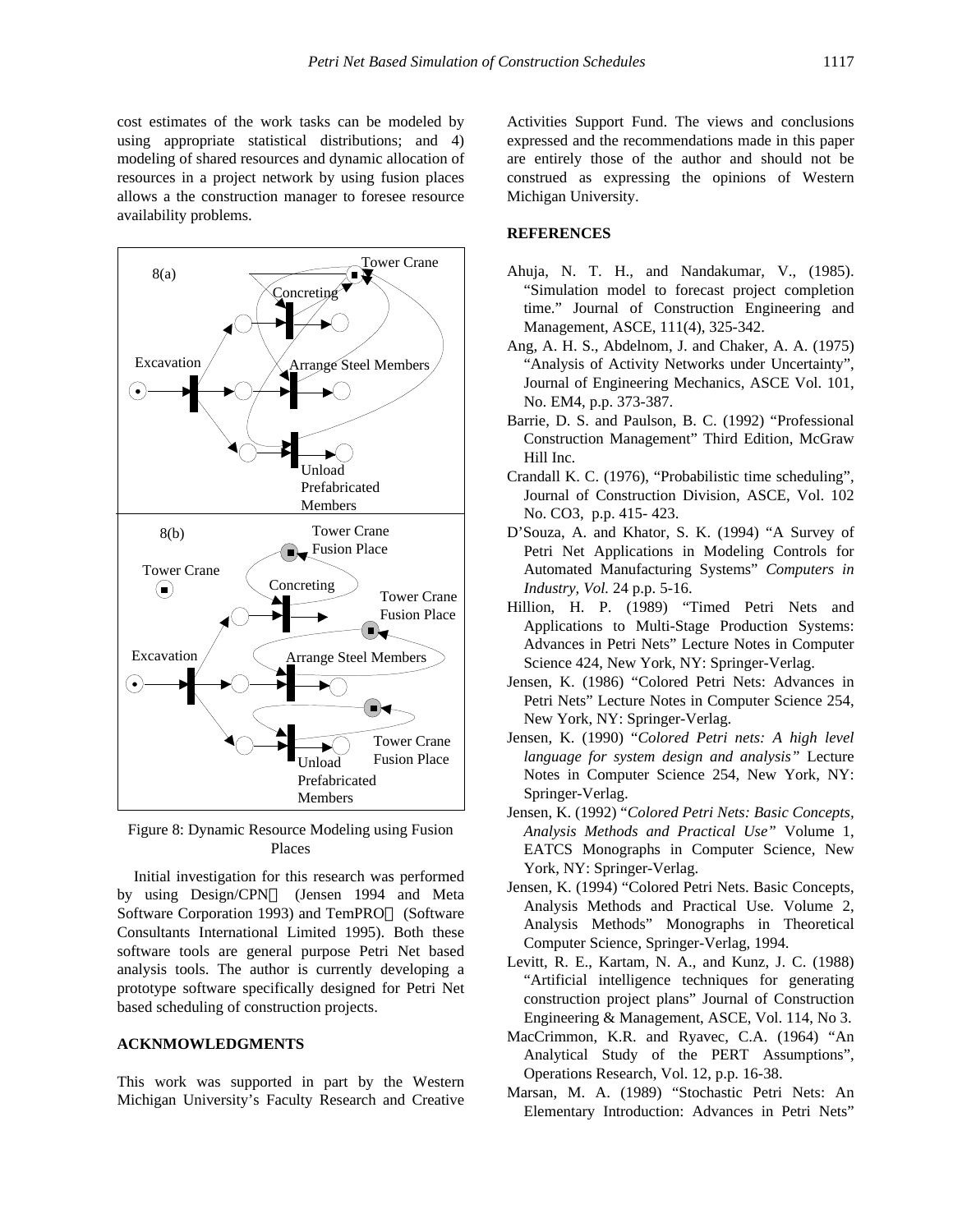cost estimates of the work tasks can be modeled by using appropriate statistical distributions; and 4) modeling of shared resources and dynamic allocation of resources in a project network by using fusion places allows a the construction manager to foresee resource availability problems.

Figure 8: Dynamic Resource Modeling using Fusion Places

Initial investigation for this research was performed by using Design/CPN (Jensen 1994 and Meta Software Corporation 1993) and TemPRO (Software Consultants International Limited 1995). Both these software tools are general purpose Petri Net based analysis tools. The author is currently developing a prototype software specifically designed for Petri Net based scheduling of construction projects.

## ACKNMOWLEDGMENTS

This work was supported in part by the Western Michigan University's Faculty Research and Creative Activities Support Fund. The views and conclusions expressed and the recommendations made in this paper are entirely those of the author and should not be construed as expressing the opinions of Western Michigan University.

## REFERENCES

Ahuja, N. T. H., and Nandakumar, V., (1985). "Simulation model to forecast project completion time." Journal of Construction Engineering and Management, ASCE, 111(4), 325-342.

Ang, A. H. S., Abdelnom, J. and Chaker, A. A. (1975) "Analysis of Activity Networks under Uncertainty", Journal of Engineering Mechanics, ASCE Vol. 101, No. EM4, p.p. 373-387.

Barrie, D. S. and Paulson, B. C. (1992) "Professional Construction Management" Third Edition, McGraw Hill Inc.

Crandall K. C. (1976), "Probabilistic time scheduling", Journal of Construction Division, ASCE, Vol. 102 No. CO3, p.p. 415- 423.

D'Souza, A. and Khator, S. K. (1994) "A Survey of Petri Net Applications in Modeling Controls for Automated Manufacturing Systems" *Computers in Industry, Vol.* 24 p.p. 5-16.

Hillion, H. P. (1989) "Timed Petri Nets and Applications to Multi-Stage Production Systems: Advances in Petri Nets" Lecture Notes in Computer Science 424, New York, NY: Springer-Verlag.

Jensen, K. (1986) "Colored Petri Nets: Advances in Petri Nets" Lecture Notes in Computer Science 254, New York, NY: Springer-Verlag.

Jensen, K. (1990) "*Colored Petri nets: A high level language for system design and analysis"* Lecture Notes in Computer Science 254, New York, NY: Springer-Verlag.

Jensen, K. (1992) "*Colored Petri Nets: Basic Concepts, Analysis Methods and Practical Use"* Volume 1, EATCS Monographs in Computer Science, New York, NY: Springer-Verlag.

Jensen, K. (1994) "Colored Petri Nets. Basic Concepts, Analysis Methods and Practical Use. Volume 2, Analysis Methods" Monographs in Theoretical Computer Science, Springer-Verlag, 1994.

Levitt, R. E., Kartam, N. A., and Kunz, J. C. (1988) "Artificial intelligence techniques for generating construction project plans" Journal of Construction Engineering & Management, ASCE, Vol. 114, No 3.

MacCrimmon, K.R. and Ryavec, C.A. (1964) "An Analytical Study of the PERT Assumptions", Operations Research, Vol. 12, p.p. 16-38.

Marsan, M. A. (1989) "Stochastic Petri Nets: An Elementary Introduction: Advances in Petri Nets"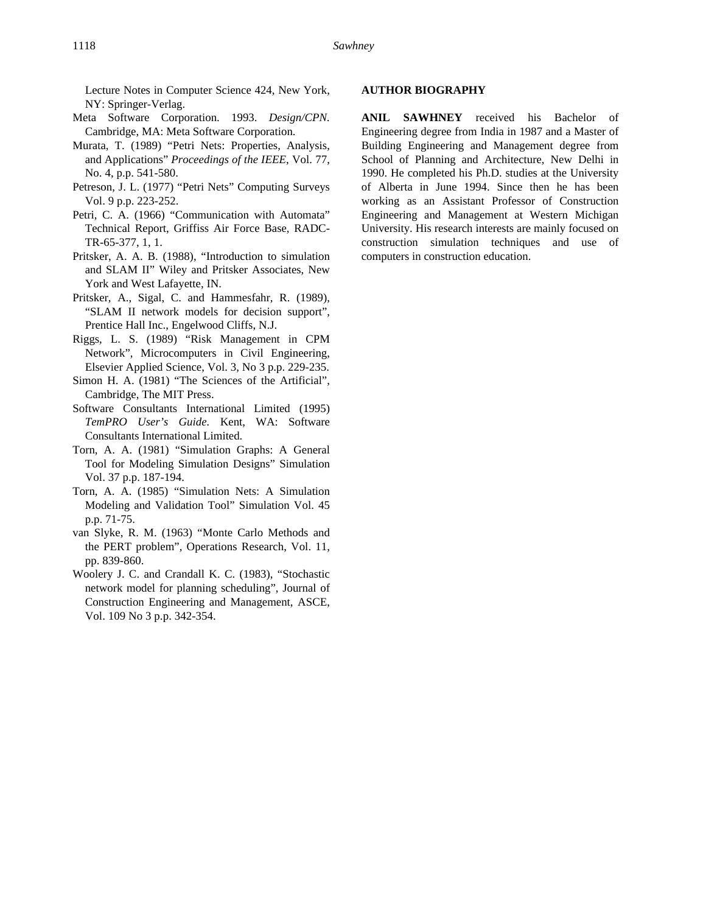Lecture Notes in Computer Science 424, New York, NY: Springer-Verlag.

Meta Software Corporation. 1993. *Design/CPN*. Cambridge, MA: Meta Software Corporation.

Murata, T. (1989) "Petri Nets: Properties, Analysis, and Applications" *Proceedings of the IEEE*, Vol. 77, No. 4, p.p. 541-580.

Petreson, J. L. (1977) "Petri Nets" Computing Surveys Vol. 9 p.p. 223-252.

Petri, C. A. (1966) "Communication with Automata" Technical Report, Griffiss Air Force Base, RADC-TR-65-377, 1, 1.

Pritsker, A. A. B. (1988), "Introduction to simulation and SLAM II" Wiley and Pritsker Associates, New York and West Lafayette, IN.

Pritsker, A., Sigal, C. and Hammesfahr, R. (1989), "SLAM II network models for decision support", Prentice Hall Inc., Engelwood Cliffs, N.J.

Riggs, L. S. (1989) "Risk Management in CPM Network", Microcomputers in Civil Engineering, Elsevier Applied Science, Vol. 3, No 3 p.p. 229-235.

Simon H. A. (1981) "The Sciences of the Artificial", Cambridge, The MIT Press.

Software Consultants International Limited (1995) *TemPRO User's Guide.* Kent, WA: Software Consultants International Limited.

Torn, A. A. (1981) "Simulation Graphs: A General Tool for Modeling Simulation Designs" Simulation Vol. 37 p.p. 187-194.

Torn, A. A. (1985) "Simulation Nets: A Simulation Modeling and Validation Tool" Simulation Vol. 45 p.p. 71-75.

van Slyke, R. M. (1963) "Monte Carlo Methods and the PERT problem", Operations Research, Vol. 11, pp. 839-860.

Woolery J. C. and Crandall K. C. (1983), "Stochastic network model for planning scheduling", Journal of Construction Engineering and Management, ASCE, Vol. 109 No 3 p.p. 342-354.

## AUTHOR BIOGRAPHY

**ANIL SAWHNEY** received his Bachelor of Engineering degree from India in 1987 and a Master of Building Engineering and Management degree from School of Planning and Architecture, New Delhi in 1990. He completed his Ph.D. studies at the University of Alberta in June 1994. Since then he has been working as an Assistant Professor of Construction Engineering and Management at Western Michigan University. His research interests are mainly focused on construction simulation techniques and use of computers in construction education.